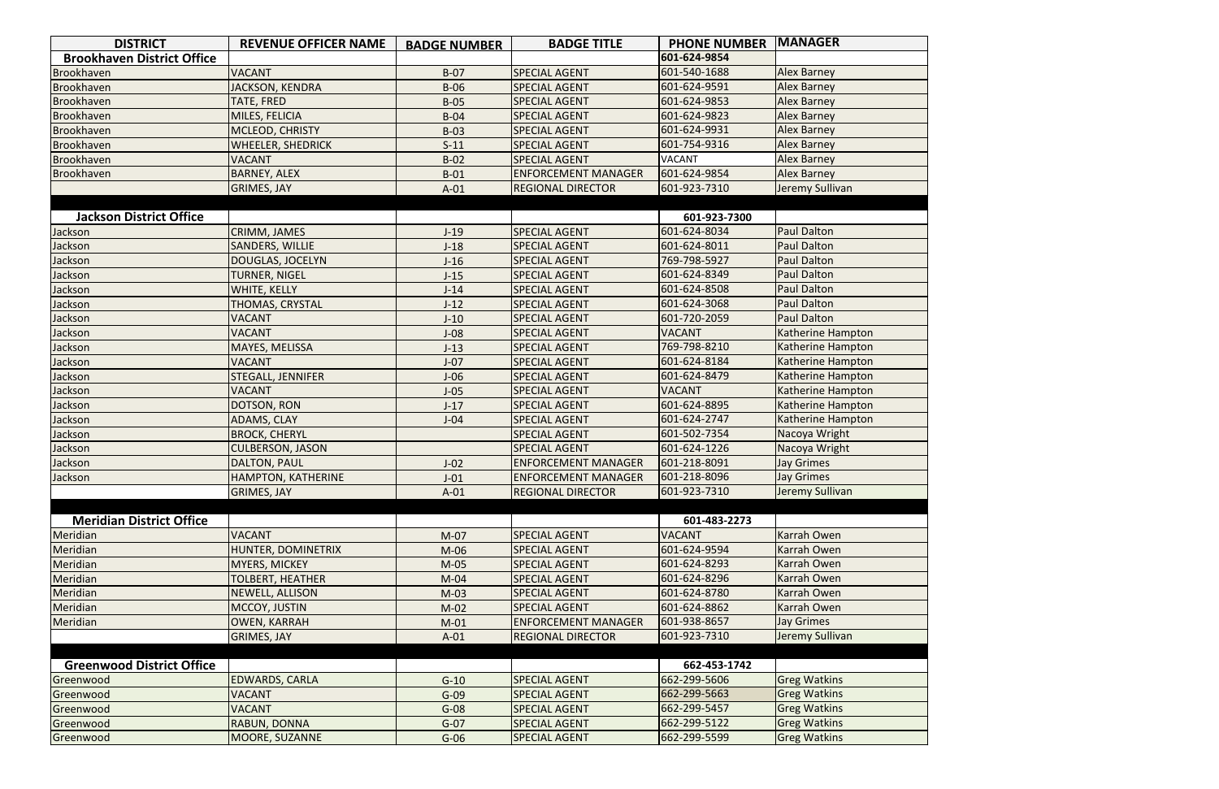| DISTRICT | REVENUE OFFICER NAME | BADGE NUMBER | BADGE TITLE | PHONE NUMBER | MANAGER |
|---|---|---|---|---|---|
| **Brookhaven District Office** | | | | 601-624-9854 | |
| Brookhaven | VACANT | B-07 | SPECIAL AGENT | 601-540-1688 | Alex Barney |
| Brookhaven | JACKSON, KENDRA | B-06 | SPECIAL AGENT | 601-624-9591 | Alex Barney |
| Brookhaven | TATE, FRED | B-05 | SPECIAL AGENT | 601-624-9853 | Alex Barney |
| Brookhaven | MILES, FELICIA | B-04 | SPECIAL AGENT | 601-624-9823 | Alex Barney |
| Brookhaven | MCLEOD, CHRISTY | B-03 | SPECIAL AGENT | 601-624-9931 | Alex Barney |
| Brookhaven | WHEELER, SHEDRICK | S-11 | SPECIAL AGENT | 601-754-9316 | Alex Barney |
| Brookhaven | VACANT | B-02 | SPECIAL AGENT | VACANT | Alex Barney |
| Brookhaven | BARNEY, ALEX | B-01 | ENFORCEMENT MANAGER | 601-624-9854 | Alex Barney |
| | GRIMES, JAY | A-01 | REGIONAL DIRECTOR | 601-923-7310 | Jeremy Sullivan |
| | | | | | |
| **Jackson District Office** | | | | 601-923-7300 | |
| Jackson | CRIMM, JAMES | J-19 | SPECIAL AGENT | 601-624-8034 | Paul Dalton |
| Jackson | SANDERS, WILLIE | J-18 | SPECIAL AGENT | 601-624-8011 | Paul Dalton |
| Jackson | DOUGLAS, JOCELYN | J-16 | SPECIAL AGENT | 769-798-5927 | Paul Dalton |
| Jackson | TURNER, NIGEL | J-15 | SPECIAL AGENT | 601-624-8349 | Paul Dalton |
| Jackson | WHITE, KELLY | J-14 | SPECIAL AGENT | 601-624-8508 | Paul Dalton |
| Jackson | THOMAS, CRYSTAL | J-12 | SPECIAL AGENT | 601-624-3068 | Paul Dalton |
| Jackson | VACANT | J-10 | SPECIAL AGENT | 601-720-2059 | Paul Dalton |
| Jackson | VACANT | J-08 | SPECIAL AGENT | VACANT | Katherine Hampton |
| Jackson | MAYES, MELISSA | J-13 | SPECIAL AGENT | 769-798-8210 | Katherine Hampton |
| Jackson | VACANT | J-07 | SPECIAL AGENT | 601-624-8184 | Katherine Hampton |
| Jackson | STEGALL, JENNIFER | J-06 | SPECIAL AGENT | 601-624-8479 | Katherine Hampton |
| Jackson | VACANT | J-05 | SPECIAL AGENT | VACANT | Katherine Hampton |
| Jackson | DOTSON, RON | J-17 | SPECIAL AGENT | 601-624-8895 | Katherine Hampton |
| Jackson | ADAMS, CLAY | J-04 | SPECIAL AGENT | 601-624-2747 | Katherine Hampton |
| Jackson | BROCK, CHERYL | | SPECIAL AGENT | 601-502-7354 | Nacoya Wright |
| Jackson | CULBERSON, JASON | | SPECIAL AGENT | 601-624-1226 | Nacoya Wright |
| Jackson | DALTON, PAUL | J-02 | ENFORCEMENT MANAGER | 601-218-8091 | Jay Grimes |
| Jackson | HAMPTON, KATHERINE | J-01 | ENFORCEMENT MANAGER | 601-218-8096 | Jay Grimes |
| | GRIMES, JAY | A-01 | REGIONAL DIRECTOR | 601-923-7310 | Jeremy Sullivan |
| | | | | | |
| **Meridian District Office** | | | | 601-483-2273 | |
| Meridian | VACANT | M-07 | SPECIAL AGENT | VACANT | Karrah Owen |
| Meridian | HUNTER, DOMINETRIX | M-06 | SPECIAL AGENT | 601-624-9594 | Karrah Owen |
| Meridian | MYERS, MICKEY | M-05 | SPECIAL AGENT | 601-624-8293 | Karrah Owen |
| Meridian | TOLBERT, HEATHER | M-04 | SPECIAL AGENT | 601-624-8296 | Karrah Owen |
| Meridian | NEWELL, ALLISON | M-03 | SPECIAL AGENT | 601-624-8780 | Karrah Owen |
| Meridian | MCCOY, JUSTIN | M-02 | SPECIAL AGENT | 601-624-8862 | Karrah Owen |
| Meridian | OWEN, KARRAH | M-01 | ENFORCEMENT MANAGER | 601-938-8657 | Jay Grimes |
| | GRIMES, JAY | A-01 | REGIONAL DIRECTOR | 601-923-7310 | Jeremy Sullivan |
| | | | | | |
| **Greenwood District Office** | | | | 662-453-1742 | |
| Greenwood | EDWARDS, CARLA | G-10 | SPECIAL AGENT | 662-299-5606 | Greg Watkins |
| Greenwood | VACANT | G-09 | SPECIAL AGENT | 662-299-5663 | Greg Watkins |
| Greenwood | VACANT | G-08 | SPECIAL AGENT | 662-299-5457 | Greg Watkins |
| Greenwood | RABUN, DONNA | G-07 | SPECIAL AGENT | 662-299-5122 | Greg Watkins |
| Greenwood | MOORE, SUZANNE | G-06 | SPECIAL AGENT | 662-299-5599 | Greg Watkins |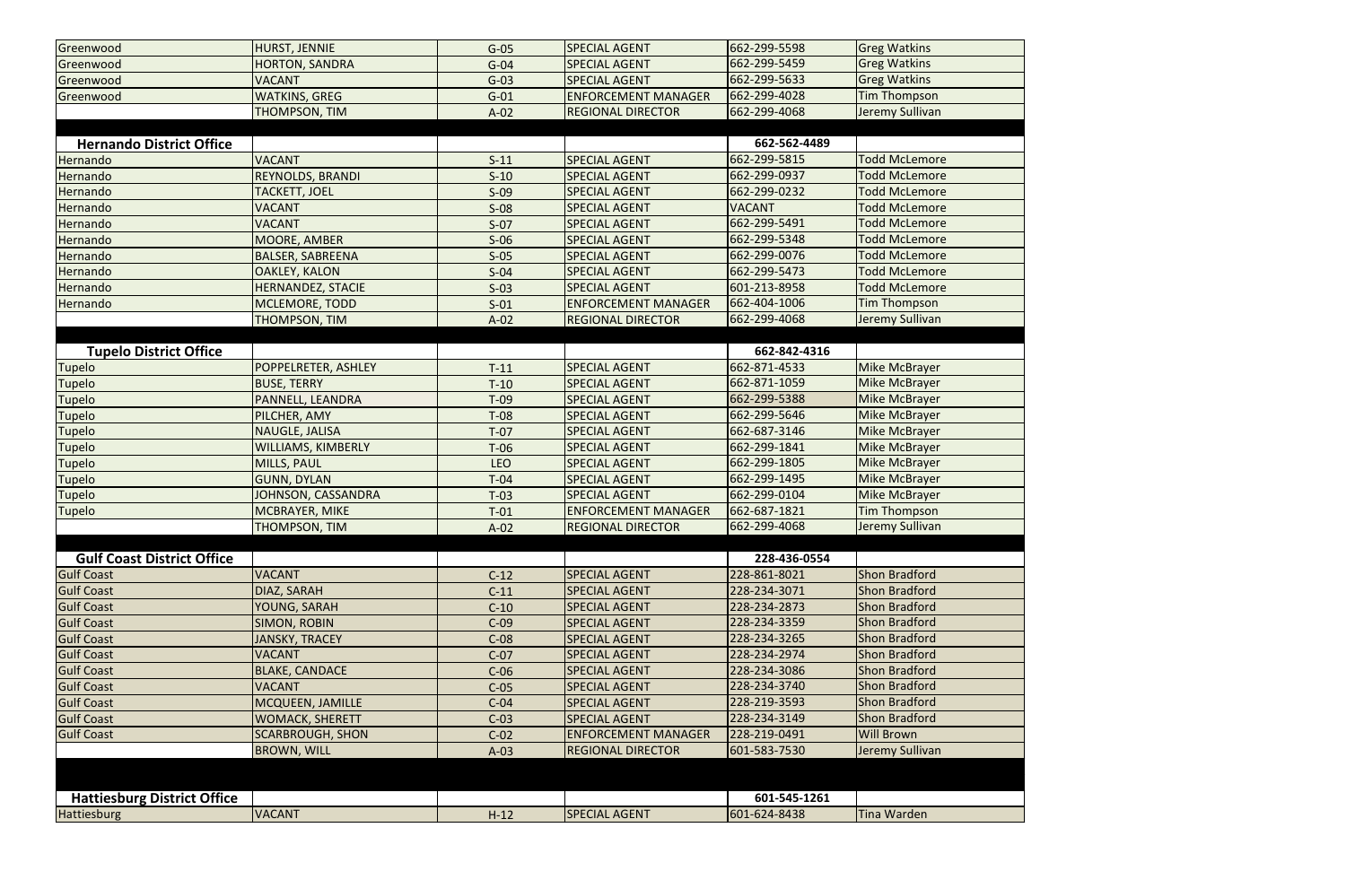| | | | | | |
|---|---|---|---|---|---|
| Greenwood | HURST, JENNIE | G-05 | SPECIAL AGENT | 662-299-5598 | Greg Watkins |
| Greenwood | HORTON, SANDRA | G-04 | SPECIAL AGENT | 662-299-5459 | Greg Watkins |
| Greenwood | VACANT | G-03 | SPECIAL AGENT | 662-299-5633 | Greg Watkins |
| Greenwood | WATKINS, GREG | G-01 | ENFORCEMENT MANAGER | 662-299-4028 | Tim Thompson |
| | THOMPSON, TIM | A-02 | REGIONAL DIRECTOR | 662-299-4068 | Jeremy Sullivan |
| | | | | | |
| **Hernando District Office** | | | | **662-562-4489** | |
| Hernando | VACANT | S-11 | SPECIAL AGENT | 662-299-5815 | Todd McLemore |
| Hernando | REYNOLDS, BRANDI | S-10 | SPECIAL AGENT | 662-299-0937 | Todd McLemore |
| Hernando | TACKETT, JOEL | S-09 | SPECIAL AGENT | 662-299-0232 | Todd McLemore |
| Hernando | VACANT | S-08 | SPECIAL AGENT | VACANT | Todd McLemore |
| Hernando | VACANT | S-07 | SPECIAL AGENT | 662-299-5491 | Todd McLemore |
| Hernando | MOORE, AMBER | S-06 | SPECIAL AGENT | 662-299-5348 | Todd McLemore |
| Hernando | BALSER, SABREENA | S-05 | SPECIAL AGENT | 662-299-0076 | Todd McLemore |
| Hernando | OAKLEY, KALON | S-04 | SPECIAL AGENT | 662-299-5473 | Todd McLemore |
| Hernando | HERNANDEZ, STACIE | S-03 | SPECIAL AGENT | 601-213-8958 | Todd McLemore |
| Hernando | MCLEMORE, TODD | S-01 | ENFORCEMENT MANAGER | 662-404-1006 | Tim Thompson |
| | THOMPSON, TIM | A-02 | REGIONAL DIRECTOR | 662-299-4068 | Jeremy Sullivan |
| | | | | | |
| **Tupelo District Office** | | | | **662-842-4316** | |
| Tupelo | POPPELRETER, ASHLEY | T-11 | SPECIAL AGENT | 662-871-4533 | Mike McBrayer |
| Tupelo | BUSE, TERRY | T-10 | SPECIAL AGENT | 662-871-1059 | Mike McBrayer |
| Tupelo | PANNELL, LEANDRA | T-09 | SPECIAL AGENT | 662-299-5388 | Mike McBrayer |
| Tupelo | PILCHER, AMY | T-08 | SPECIAL AGENT | 662-299-5646 | Mike McBrayer |
| Tupelo | NAUGLE, JALISA | T-07 | SPECIAL AGENT | 662-687-3146 | Mike McBrayer |
| Tupelo | WILLIAMS, KIMBERLY | T-06 | SPECIAL AGENT | 662-299-1841 | Mike McBrayer |
| Tupelo | MILLS, PAUL | LEO | SPECIAL AGENT | 662-299-1805 | Mike McBrayer |
| Tupelo | GUNN, DYLAN | T-04 | SPECIAL AGENT | 662-299-1495 | Mike McBrayer |
| Tupelo | JOHNSON, CASSANDRA | T-03 | SPECIAL AGENT | 662-299-0104 | Mike McBrayer |
| Tupelo | MCBRAYER, MIKE | T-01 | ENFORCEMENT MANAGER | 662-687-1821 | Tim Thompson |
| | THOMPSON, TIM | A-02 | REGIONAL DIRECTOR | 662-299-4068 | Jeremy Sullivan |
| | | | | | |
| **Gulf Coast District Office** | | | | **228-436-0554** | |
| Gulf Coast | VACANT | C-12 | SPECIAL AGENT | 228-861-8021 | Shon Bradford |
| Gulf Coast | DIAZ, SARAH | C-11 | SPECIAL AGENT | 228-234-3071 | Shon Bradford |
| Gulf Coast | YOUNG, SARAH | C-10 | SPECIAL AGENT | 228-234-2873 | Shon Bradford |
| Gulf Coast | SIMON, ROBIN | C-09 | SPECIAL AGENT | 228-234-3359 | Shon Bradford |
| Gulf Coast | JANSKY, TRACEY | C-08 | SPECIAL AGENT | 228-234-3265 | Shon Bradford |
| Gulf Coast | VACANT | C-07 | SPECIAL AGENT | 228-234-2974 | Shon Bradford |
| Gulf Coast | BLAKE, CANDACE | C-06 | SPECIAL AGENT | 228-234-3086 | Shon Bradford |
| Gulf Coast | VACANT | C-05 | SPECIAL AGENT | 228-234-3740 | Shon Bradford |
| Gulf Coast | MCQUEEN, JAMILLE | C-04 | SPECIAL AGENT | 228-219-3593 | Shon Bradford |
| Gulf Coast | WOMACK, SHERETT | C-03 | SPECIAL AGENT | 228-234-3149 | Shon Bradford |
| Gulf Coast | SCARBROUGH, SHON | C-02 | ENFORCEMENT MANAGER | 228-219-0491 | Will Brown |
| | BROWN, WILL | A-03 | REGIONAL DIRECTOR | 601-583-7530 | Jeremy Sullivan |
| | | | | | |
| **Hattiesburg District Office** | | | | **601-545-1261** | |
| Hattiesburg | VACANT | H-12 | SPECIAL AGENT | 601-624-8438 | Tina Warden |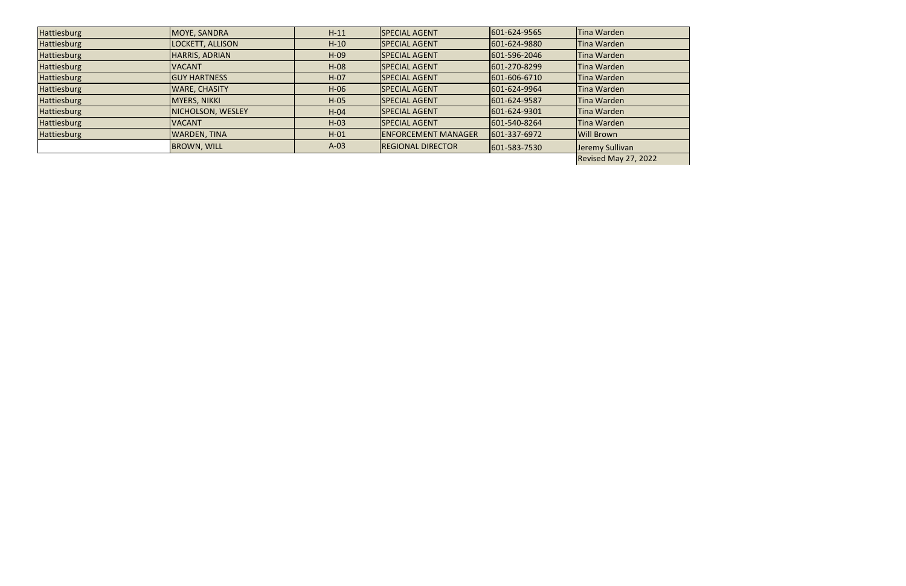| | | | | | |
|---|---|---|---|---|---|
| Hattiesburg | MOYE, SANDRA | H-11 | SPECIAL AGENT | 601-624-9565 | Tina Warden |
| Hattiesburg | LOCKETT, ALLISON | H-10 | SPECIAL AGENT | 601-624-9880 | Tina Warden |
| Hattiesburg | HARRIS, ADRIAN | H-09 | SPECIAL AGENT | 601-596-2046 | Tina Warden |
| Hattiesburg | VACANT | H-08 | SPECIAL AGENT | 601-270-8299 | Tina Warden |
| Hattiesburg | GUY HARTNESS | H-07 | SPECIAL AGENT | 601-606-6710 | Tina Warden |
| Hattiesburg | WARE, CHASITY | H-06 | SPECIAL AGENT | 601-624-9964 | Tina Warden |
| Hattiesburg | MYERS, NIKKI | H-05 | SPECIAL AGENT | 601-624-9587 | Tina Warden |
| Hattiesburg | NICHOLSON, WESLEY | H-04 | SPECIAL AGENT | 601-624-9301 | Tina Warden |
| Hattiesburg | VACANT | H-03 | SPECIAL AGENT | 601-540-8264 | Tina Warden |
| Hattiesburg | WARDEN, TINA | H-01 | ENFORCEMENT MANAGER | 601-337-6972 | Will Brown |
| | BROWN, WILL | A-03 | REGIONAL DIRECTOR | 601-583-7530 | Jeremy Sullivan |
| | | | | | Revised May 27, 2022 |